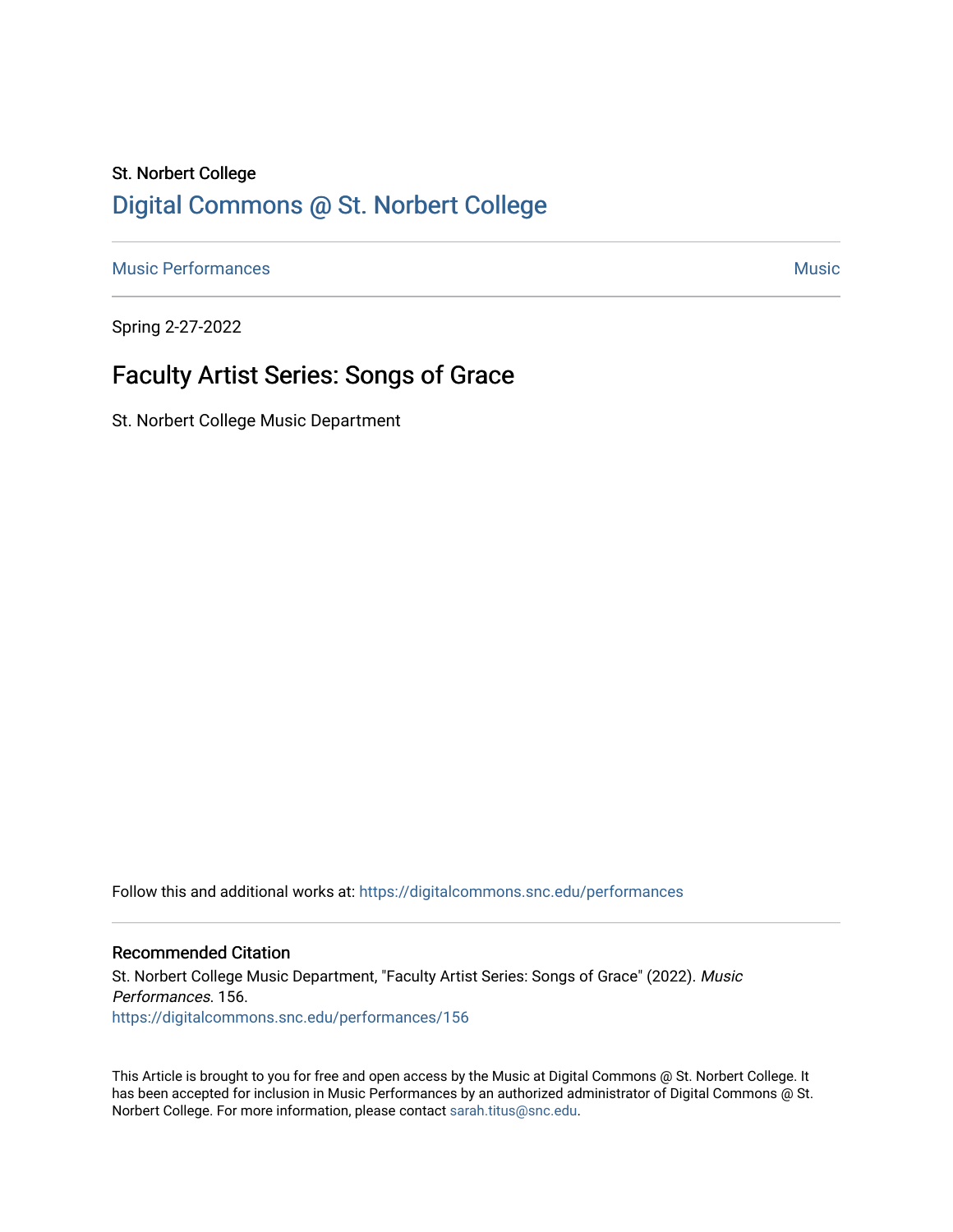St. Norbert College

# Digital Commons @ St. Norbert College

Music Performances | Music

Spring 2-27-2022

## Faculty Artist Series: Songs of Grace

St. Norbert College Music Department

Follow this and additional works at: https://digitalcommons.snc.edu/performances

### Recommended Citation

St. Norbert College Music Department, "Faculty Artist Series: Songs of Grace" (2022). *Music Performances*. 156.
https://digitalcommons.snc.edu/performances/156

This Article is brought to you for free and open access by the Music at Digital Commons @ St. Norbert College. It has been accepted for inclusion in Music Performances by an authorized administrator of Digital Commons @ St. Norbert College. For more information, please contact sarah.titus@snc.edu.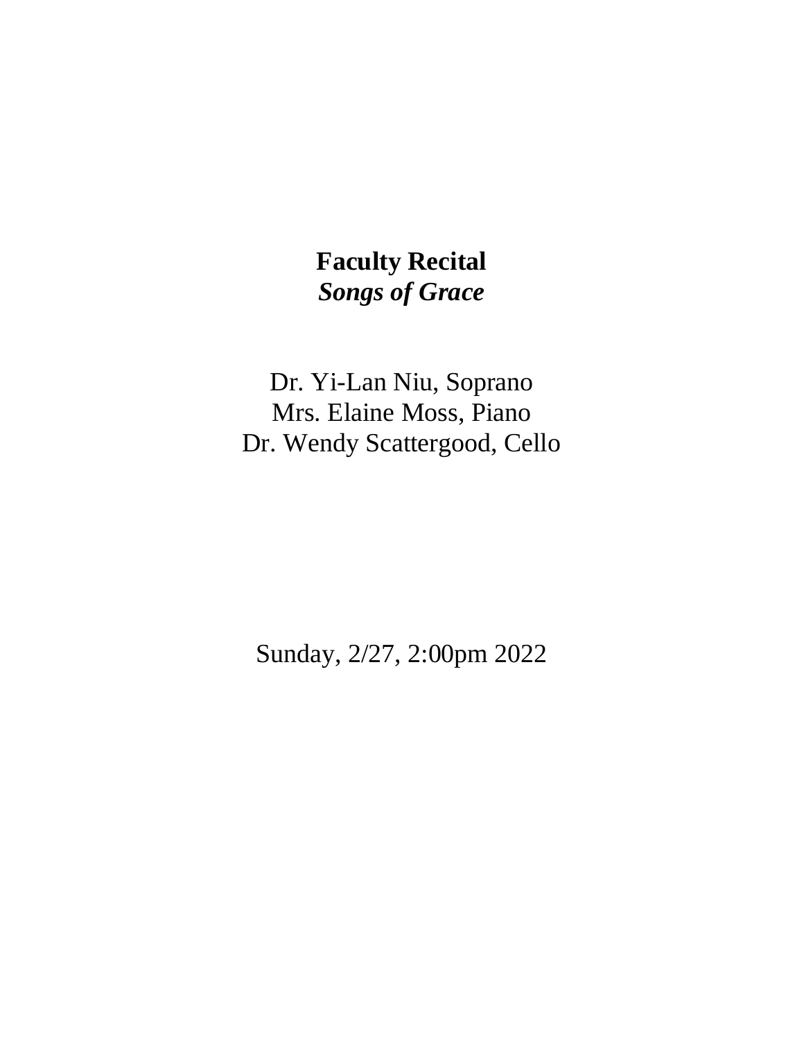**Faculty Recital**
***Songs of Grace***

Dr. Yi-Lan Niu, Soprano
Mrs. Elaine Moss, Piano
Dr. Wendy Scattergood, Cello

Sunday, 2/27, 2:00pm 2022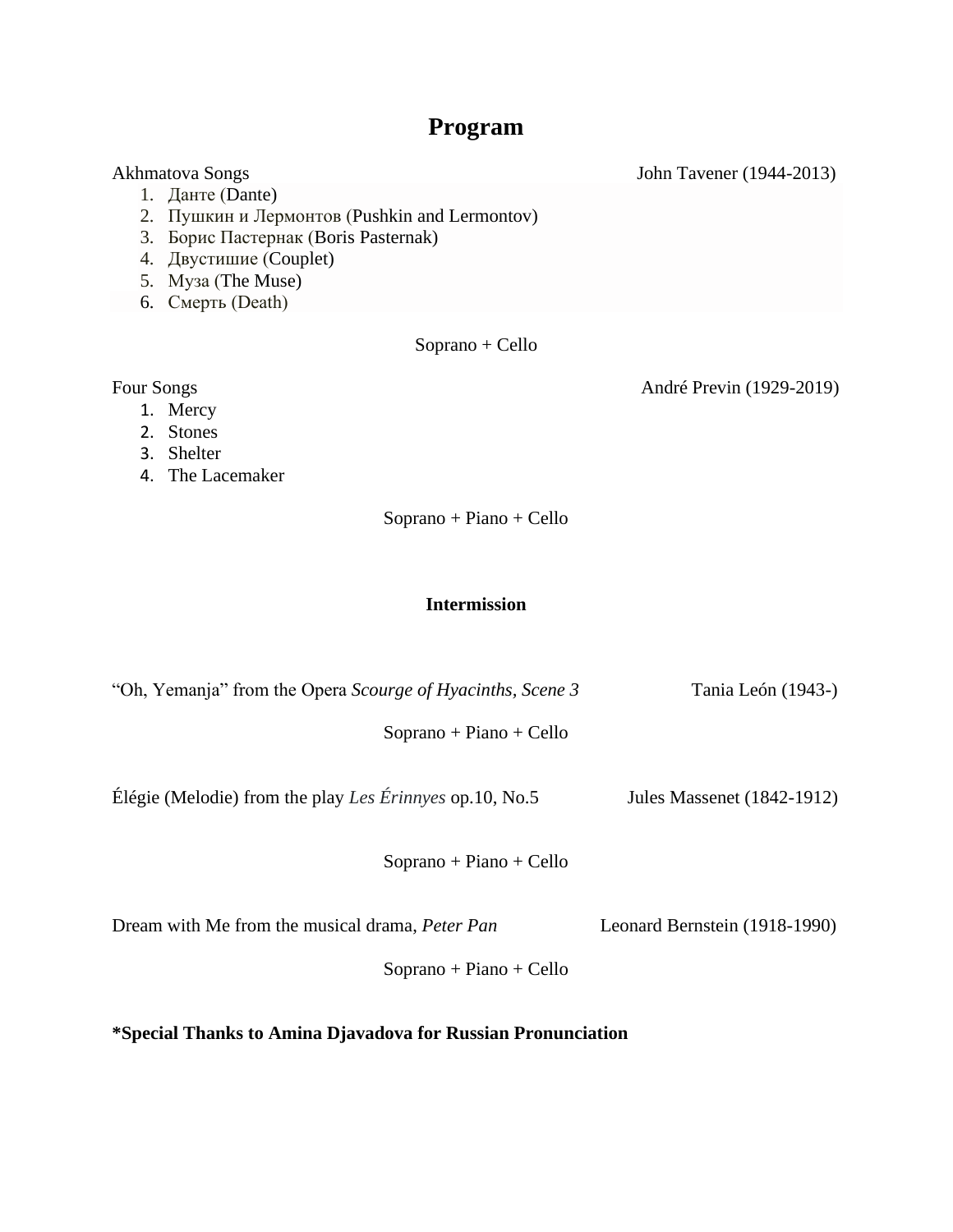# Program

Akhmatova Songs — John Tavener (1944-2013)

1. Данте (Dante)
2. Пушкин и Лермонтов (Pushkin and Lermontov)
3. Борис Пастернак (Boris Pasternak)
4. Двустишие (Couplet)
5. Муза (The Muse)
6. Смерть (Death)

Soprano + Cello

Four Songs — André Previn (1929-2019)

1. Mercy
2. Stones
3. Shelter
4. The Lacemaker

Soprano + Piano + Cello

**Intermission**

"Oh, Yemanja" from the Opera *Scourge of Hyacinths, Scene 3* — Tania León (1943-)

Soprano + Piano + Cello

Élégie (Melodie) from the play *Les Érinnyes* op.10, No.5 — Jules Massenet (1842-1912)

Soprano + Piano + Cello

Dream with Me from the musical drama, *Peter Pan* — Leonard Bernstein (1918-1990)

Soprano + Piano + Cello

**\*Special Thanks to Amina Djavadova for Russian Pronunciation**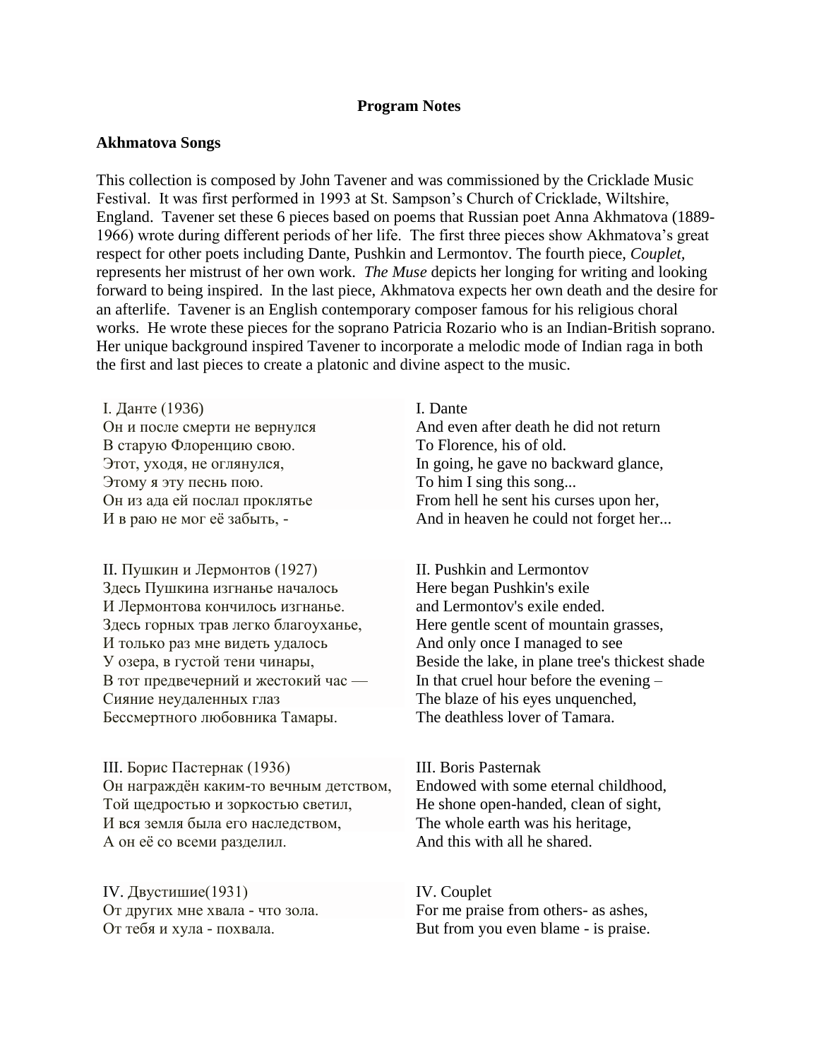**Program Notes**

**Akhmatova Songs**

This collection is composed by John Tavener and was commissioned by the Cricklade Music Festival. It was first performed in 1993 at St. Sampson's Church of Cricklade, Wiltshire, England. Tavener set these 6 pieces based on poems that Russian poet Anna Akhmatova (1889-1966) wrote during different periods of her life. The first three pieces show Akhmatova's great respect for other poets including Dante, Pushkin and Lermontov. The fourth piece, *Couplet,* represents her mistrust of her own work. *The Muse* depicts her longing for writing and looking forward to being inspired. In the last piece, Akhmatova expects her own death and the desire for an afterlife. Tavener is an English contemporary composer famous for his religious choral works. He wrote these pieces for the soprano Patricia Rozario who is an Indian-British soprano. Her unique background inspired Tavener to incorporate a melodic mode of Indian raga in both the first and last pieces to create a platonic and divine aspect to the music.

| | |
|---|---|
| I. Данте (1936) | I. Dante |
| Он и после смерти не вернулся | And even after death he did not return |
| В старую Флоренцию свою. | To Florence, his of old. |
| Этот, уходя, не оглянулся, | In going, he gave no backward glance, |
| Этому я эту песнь пою. | To him I sing this song... |
| Он из ада ей послал проклятье | From hell he sent his curses upon her, |
| И в раю не мог её забыть, - | And in heaven he could not forget her... |
| | |
| II. Пушкин и Лермонтов (1927) | II. Pushkin and Lermontov |
| Здесь Пушкина изгнанье началось | Here began Pushkin's exile |
| И Лермонтова кончилось изгнанье. | and Lermontov's exile ended. |
| Здесь горных трав легко благоуханье, | Here gentle scent of mountain grasses, |
| И только раз мне видеть удалось | And only once I managed to see |
| У озера, в густой тени чинары, | Beside the lake, in plane tree's thickest shade |
| В тот предвечерний и жестокий час — | In that cruel hour before the evening – |
| Сияние неудаленных глаз | The blaze of his eyes unquenched, |
| Бессмертного любовника Тамары. | The deathless lover of Tamara. |
| | |
| III. Борис Пастернак (1936) | III. Boris Pasternak |
| Он награждён каким-то вечным детством, | Endowed with some eternal childhood, |
| Той щедростью и зоркостью светил, | He shone open-handed, clean of sight, |
| И вся земля была его наследством, | The whole earth was his heritage, |
| А он её со всеми разделил. | And this with all he shared. |
| | |
| IV. Двустишие(1931) | IV. Couplet |
| От других мне хвала - что зола. | For me praise from others- as ashes, |
| От тебя и хула - похвала. | But from you even blame - is praise. |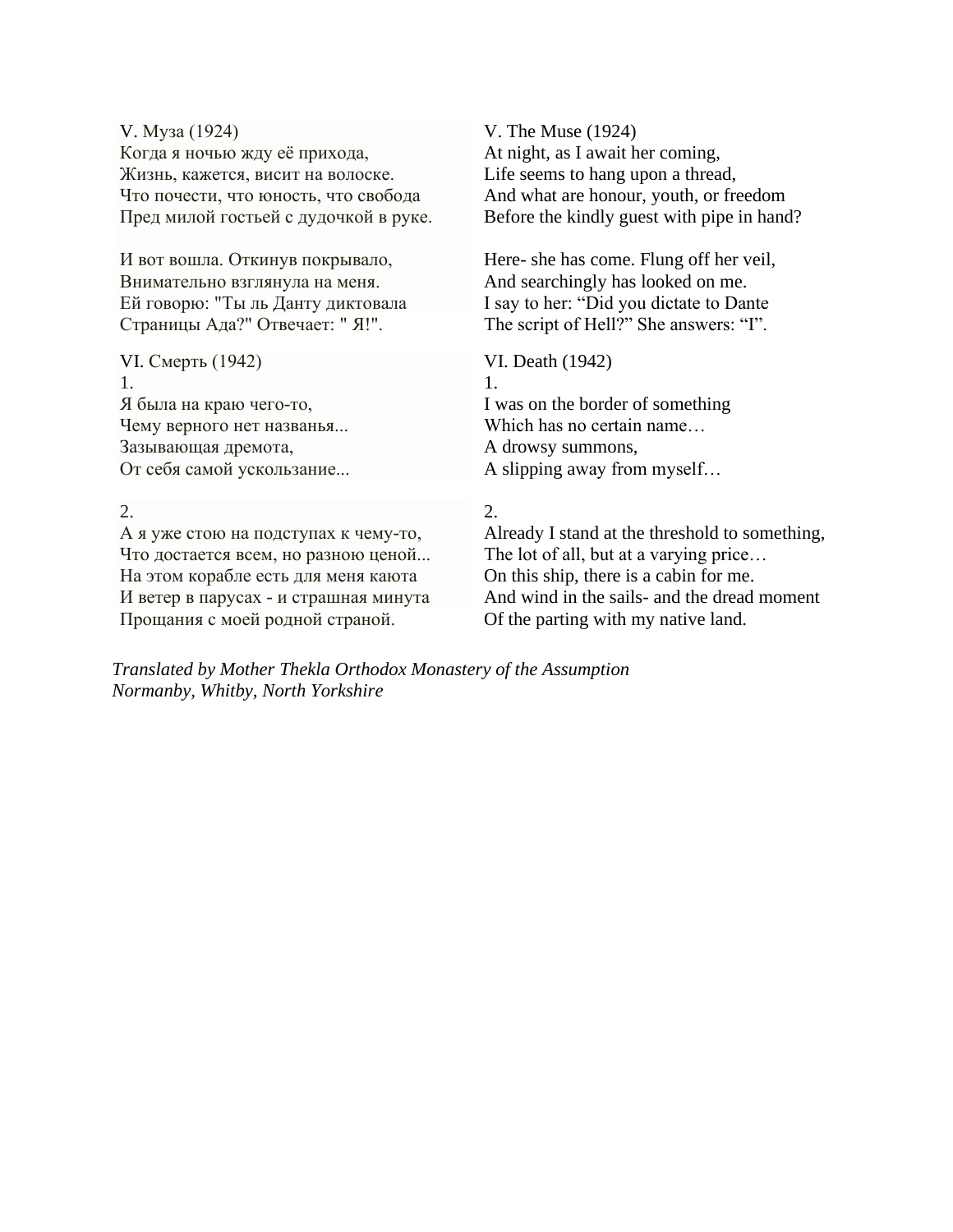V. Муза (1924)
Когда я ночью жду её прихода,
Жизнь, кажется, висит на волоске.
Что почести, что юность, что свобода
Пред милой гостьей с дудочкой в руке.

И вот вошла. Откинув покрывало,
Внимательно взглянула на меня.
Ей говорю: "Ты ль Данту диктовала
Страницы Ада?" Отвечает: " Я!".

V. The Muse (1924)
At night, as I await her coming,
Life seems to hang upon a thread,
And what are honour, youth, or freedom
Before the kindly guest with pipe in hand?

Here- she has come. Flung off her veil,
And searchingly has looked on me.
I say to her: “Did you dictate to Dante
The script of Hell?” She answers: “I”.

VI. Смерть (1942)
1.
Я была на краю чего-то,
Чему верного нет названья...
Зазывающая дремота,
От себя самой ускользание...

2.
А я уже стою на подступах к чему-то,
Что достается всем, но разною ценой...
На этом корабле есть для меня каюта
И ветер в парусах - и страшная минута
Прощания с моей родной страной.

VI. Death (1942)
1.
I was on the border of something
Which has no certain name…
A drowsy summons,
A slipping away from myself…

2.
Already I stand at the threshold to something,
The lot of all, but at a varying price…
On this ship, there is a cabin for me.
And wind in the sails- and the dread moment
Of the parting with my native land.

*Translated by Mother Thekla Orthodox Monastery of the Assumption*
*Normanby, Whitby, North Yorkshire*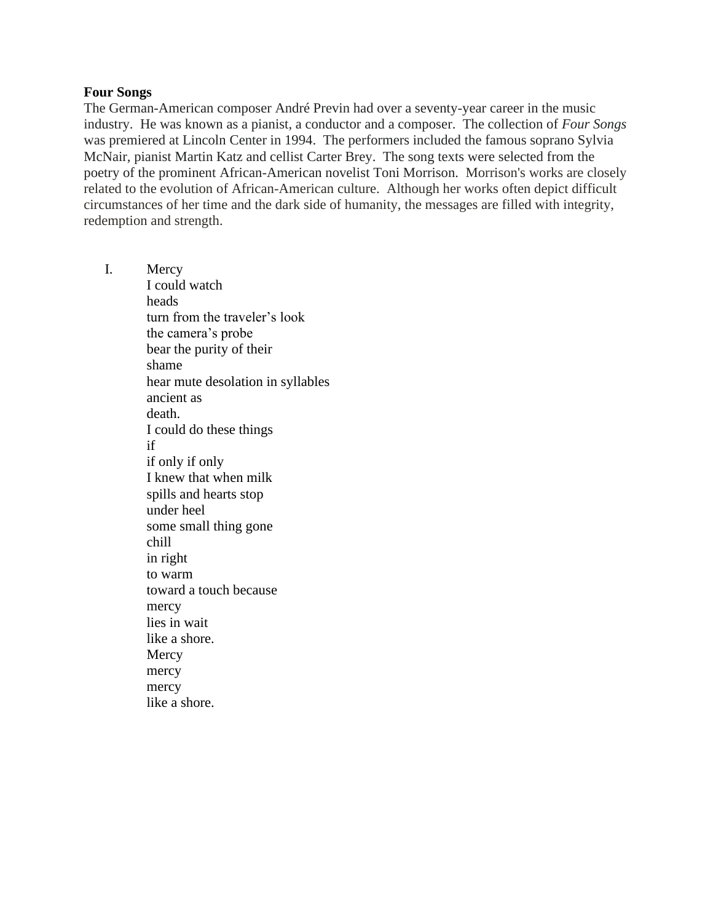**Four Songs**

The German-American composer André Previn had over a seventy-year career in the music industry. He was known as a pianist, a conductor and a composer. The collection of *Four Songs* was premiered at Lincoln Center in 1994. The performers included the famous soprano Sylvia McNair, pianist Martin Katz and cellist Carter Brey. The song texts were selected from the poetry of the prominent African-American novelist Toni Morrison. Morrison's works are closely related to the evolution of African-American culture. Although her works often depict difficult circumstances of her time and the dark side of humanity, the messages are filled with integrity, redemption and strength.

I. Mercy

I could watch  
heads  
turn from the traveler's look  
the camera's probe  
bear the purity of their  
shame  
hear mute desolation in syllables  
ancient as  
death.  
I could do these things  
if  
if only if only  
I knew that when milk  
spills and hearts stop  
under heel  
some small thing gone  
chill  
in right  
to warm  
toward a touch because  
mercy  
lies in wait  
like a shore.  
Mercy  
mercy  
mercy  
like a shore.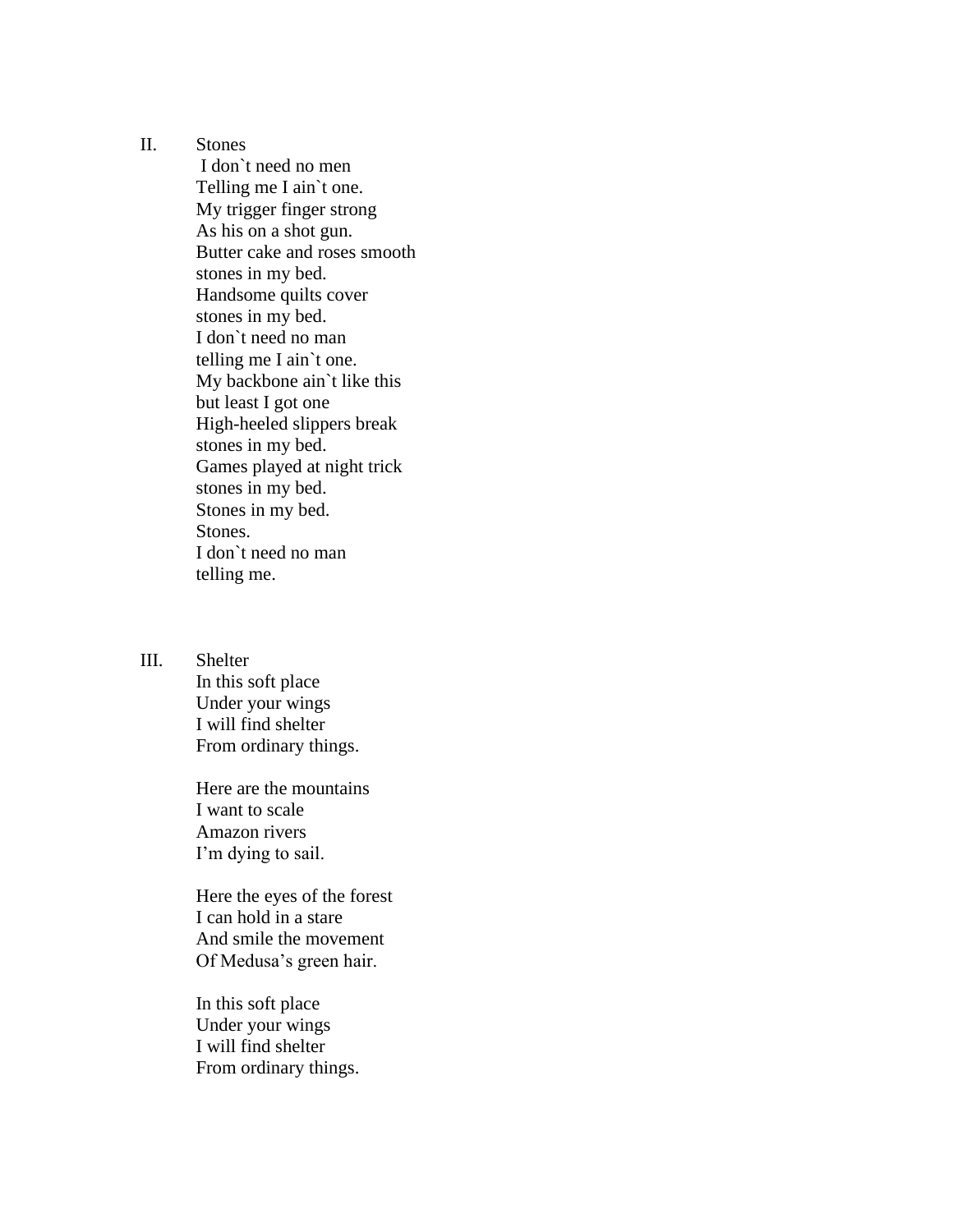II. Stones

I don`t need no men
Telling me I ain`t one.
My trigger finger strong
As his on a shot gun.
Butter cake and roses smooth
stones in my bed.
Handsome quilts cover
stones in my bed.
I don`t need no man
telling me I ain`t one.
My backbone ain`t like this
but least I got one
High-heeled slippers break
stones in my bed.
Games played at night trick
stones in my bed.
Stones in my bed.
Stones.
I don`t need no man
telling me.

III. Shelter

In this soft place
Under your wings
I will find shelter
From ordinary things.

Here are the mountains
I want to scale
Amazon rivers
I'm dying to sail.

Here the eyes of the forest
I can hold in a stare
And smile the movement
Of Medusa's green hair.

In this soft place
Under your wings
I will find shelter
From ordinary things.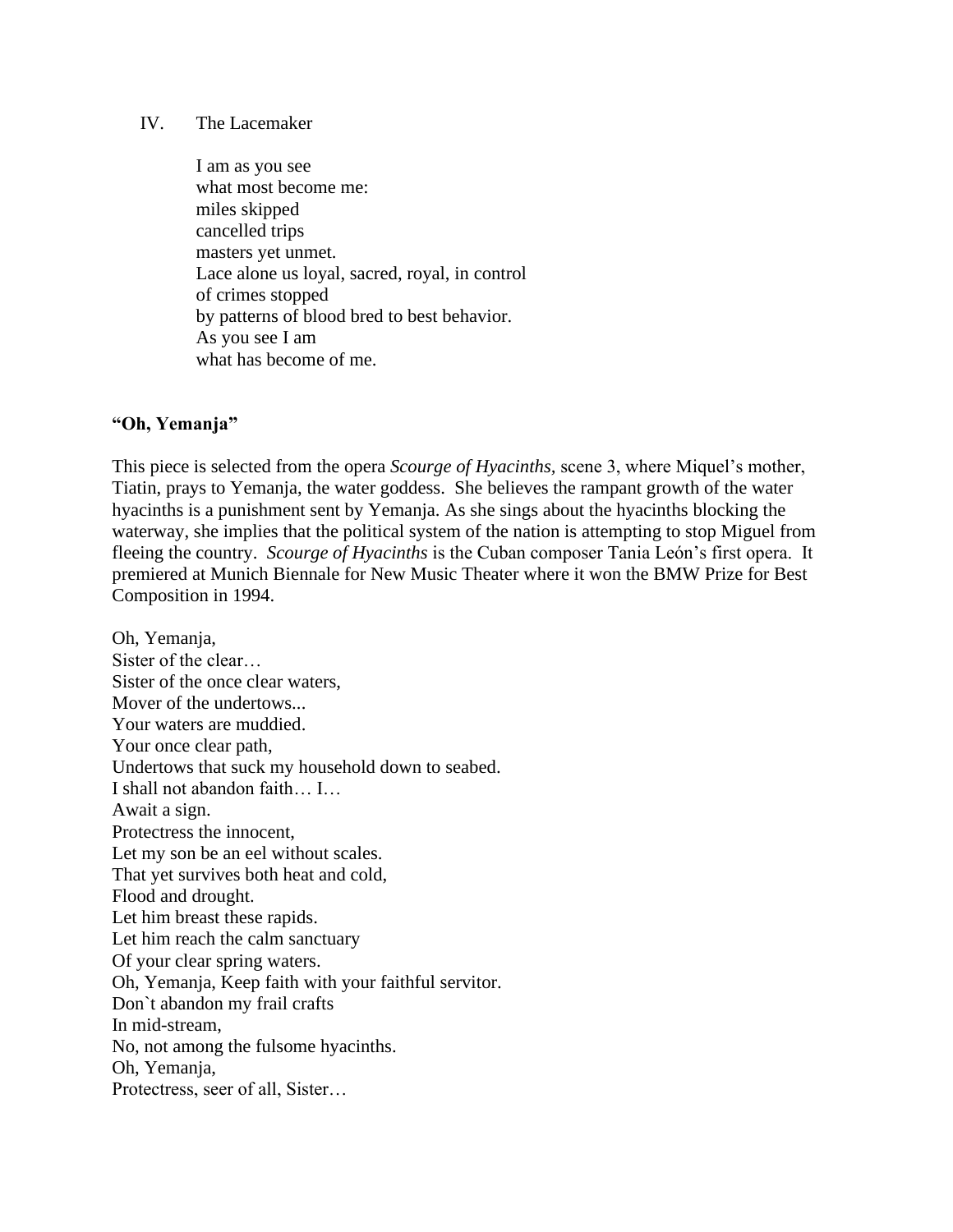IV. The Lacemaker

I am as you see  
what most become me:  
miles skipped  
cancelled trips  
masters yet unmet.  
Lace alone us loyal, sacred, royal, in control  
of crimes stopped  
by patterns of blood bred to best behavior.  
As you see I am  
what has become of me.

**"Oh, Yemanja"**

This piece is selected from the opera *Scourge of Hyacinths,* scene 3, where Miquel's mother, Tiatin, prays to Yemanja, the water goddess. She believes the rampant growth of the water hyacinths is a punishment sent by Yemanja. As she sings about the hyacinths blocking the waterway, she implies that the political system of the nation is attempting to stop Miguel from fleeing the country. *Scourge of Hyacinths* is the Cuban composer Tania León's first opera. It premiered at Munich Biennale for New Music Theater where it won the BMW Prize for Best Composition in 1994.

Oh, Yemanja,  
Sister of the clear…  
Sister of the once clear waters,  
Mover of the undertows...  
Your waters are muddied.  
Your once clear path,  
Undertows that suck my household down to seabed.  
I shall not abandon faith… I…  
Await a sign.  
Protectress the innocent,  
Let my son be an eel without scales.  
That yet survives both heat and cold,  
Flood and drought.  
Let him breast these rapids.  
Let him reach the calm sanctuary  
Of your clear spring waters.  
Oh, Yemanja, Keep faith with your faithful servitor.  
Don`t abandon my frail crafts  
In mid-stream,  
No, not among the fulsome hyacinths.  
Oh, Yemanja,  
Protectress, seer of all, Sister…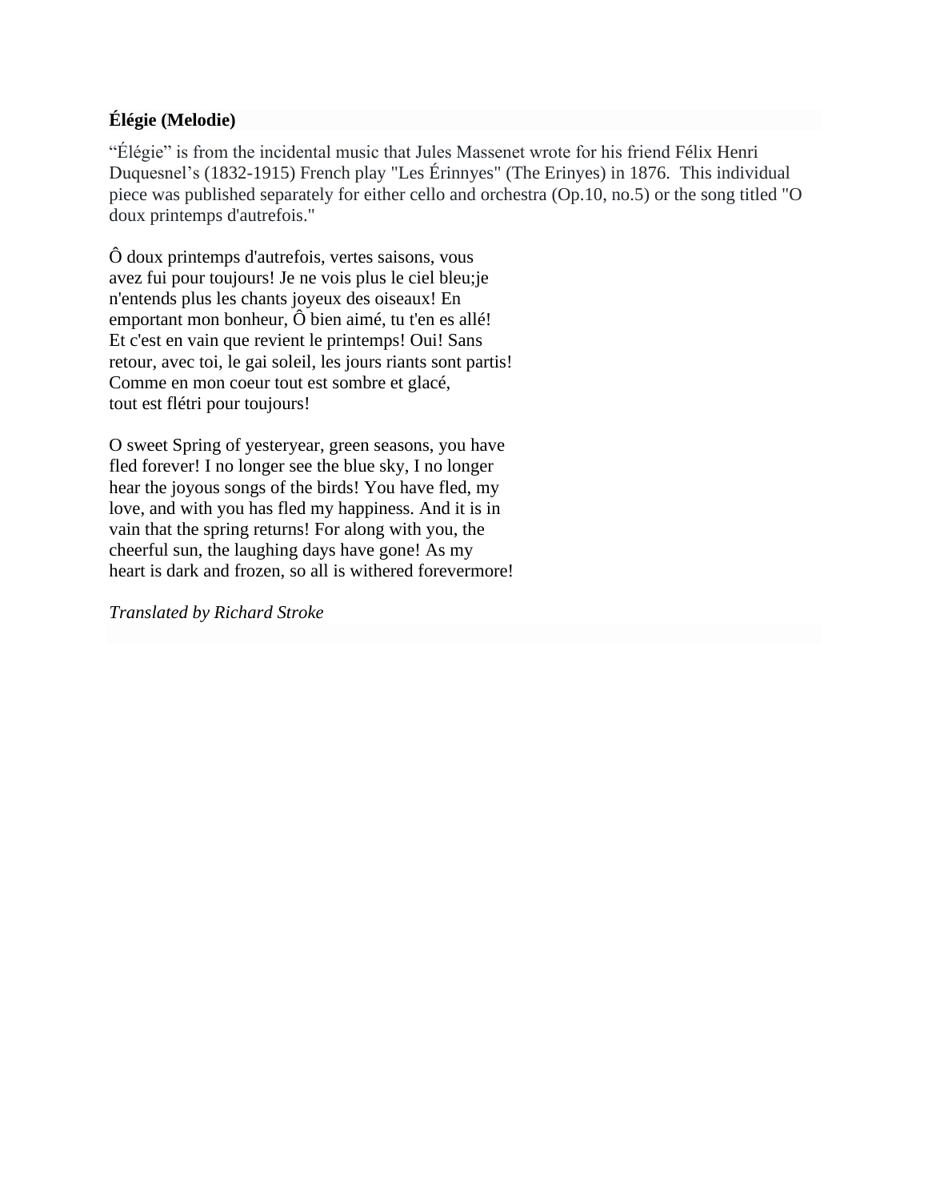**Élégie (Melodie)**

"Élégie" is from the incidental music that Jules Massenet wrote for his friend Félix Henri Duquesnel's (1832-1915) French play "Les Érinnyes" (The Erinyes) in 1876. This individual piece was published separately for either cello and orchestra (Op.10, no.5) or the song titled "O doux printemps d'autrefois."

Ô doux printemps d'autrefois, vertes saisons, vous avez fui pour toujours! Je ne vois plus le ciel bleu;je n'entends plus les chants joyeux des oiseaux! En emportant mon bonheur, Ô bien aimé, tu t'en es allé! Et c'est en vain que revient le printemps! Oui! Sans retour, avec toi, le gai soleil, les jours riants sont partis! Comme en mon coeur tout est sombre et glacé, tout est flétri pour toujours!

O sweet Spring of yesteryear, green seasons, you have fled forever! I no longer see the blue sky, I no longer hear the joyous songs of the birds! You have fled, my love, and with you has fled my happiness. And it is in vain that the spring returns! For along with you, the cheerful sun, the laughing days have gone! As my heart is dark and frozen, so all is withered forevermore!

*Translated by Richard Stroke*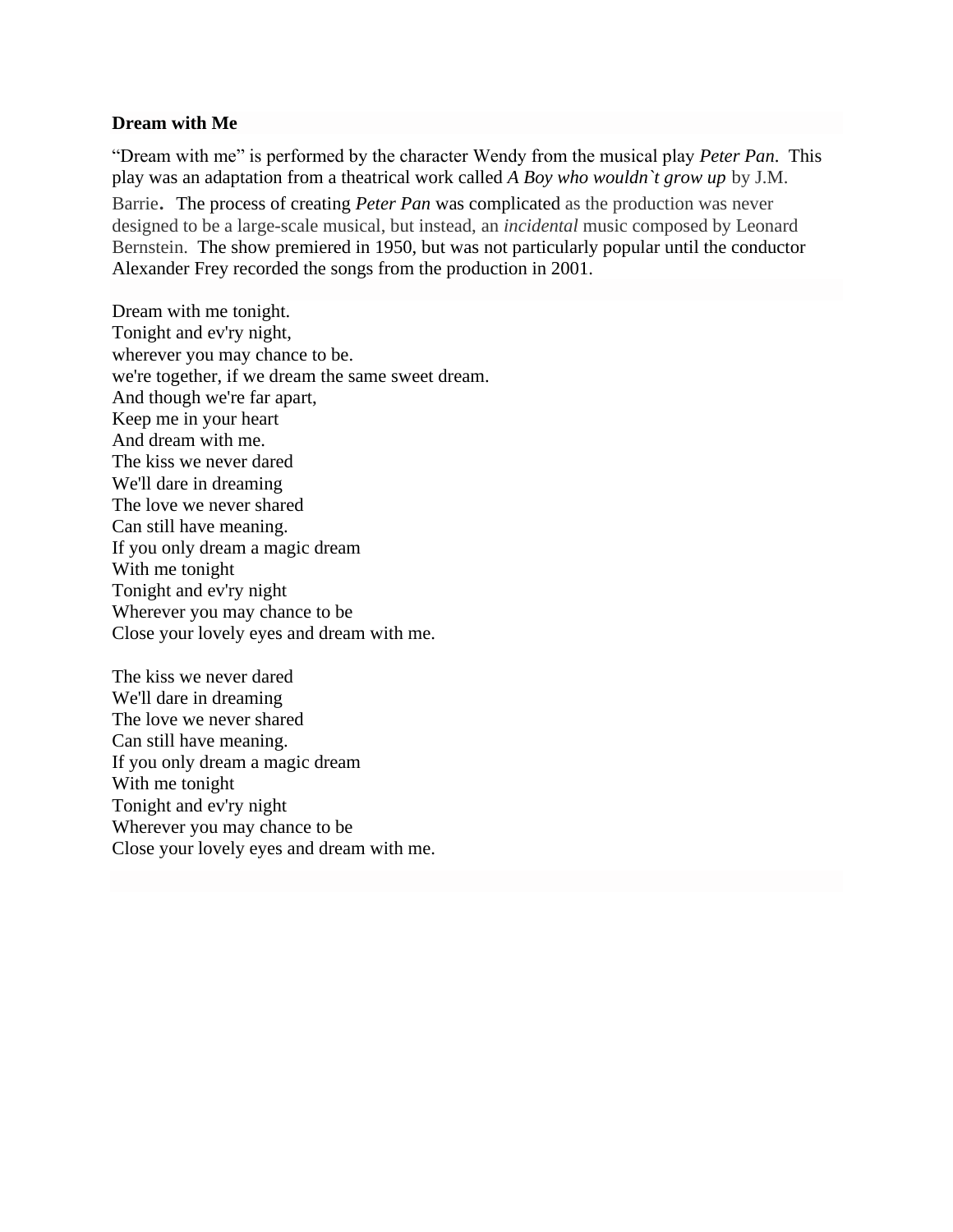**Dream with Me**

“Dream with me” is performed by the character Wendy from the musical play *Peter Pan*. This play was an adaptation from a theatrical work called *A Boy who wouldn`t grow up* by J.M. Barrie. The process of creating *Peter Pan* was complicated as the production was never designed to be a large-scale musical, but instead, an *incidental* music composed by Leonard Bernstein. The show premiered in 1950, but was not particularly popular until the conductor Alexander Frey recorded the songs from the production in 2001.

Dream with me tonight.  
Tonight and ev'ry night,  
wherever you may chance to be.  
we're together, if we dream the same sweet dream.  
And though we're far apart,  
Keep me in your heart  
And dream with me.  
The kiss we never dared  
We'll dare in dreaming  
The love we never shared  
Can still have meaning.  
If you only dream a magic dream  
With me tonight  
Tonight and ev'ry night  
Wherever you may chance to be  
Close your lovely eyes and dream with me.

The kiss we never dared  
We'll dare in dreaming  
The love we never shared  
Can still have meaning.  
If you only dream a magic dream  
With me tonight  
Tonight and ev'ry night  
Wherever you may chance to be  
Close your lovely eyes and dream with me.